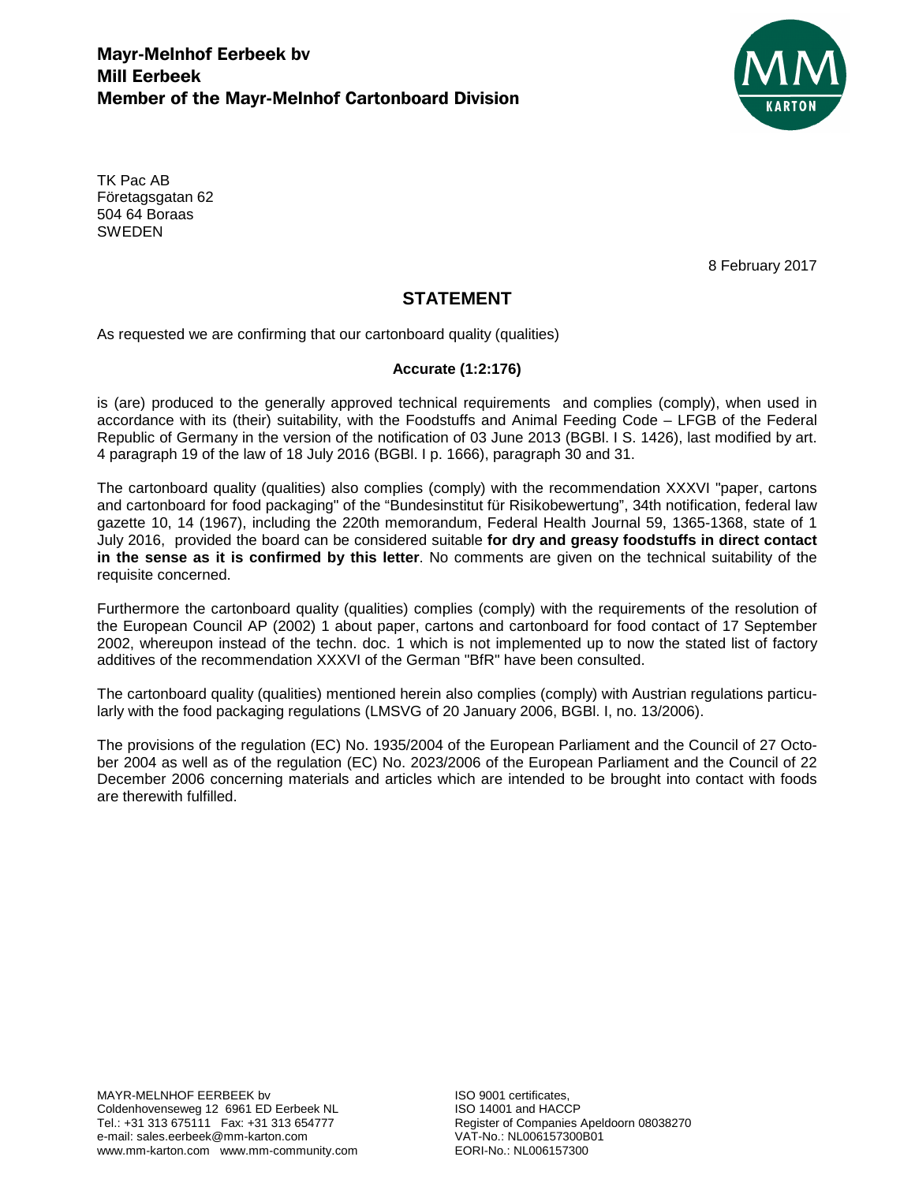**Mayr-Melnhof Eerbeek bv**
**Mill Eerbeek**
**Member of the Mayr-Melnhof Cartonboard Division**

TK Pac AB
Företagsgatan 62
504 64 Boraas
SWEDEN

8 February 2017

## STATEMENT

As requested we are confirming that our cartonboard quality (qualities)

**Accurate (1:2:176)**

is (are) produced to the generally approved technical requirements and complies (comply), when used in accordance with its (their) suitability, with the Foodstuffs and Animal Feeding Code – LFGB of the Federal Republic of Germany in the version of the notification of 03 June 2013 (BGBl. I S. 1426), last modified by art. 4 paragraph 19 of the law of 18 July 2016 (BGBl. I p. 1666), paragraph 30 and 31.

The cartonboard quality (qualities) also complies (comply) with the recommendation XXXVI "paper, cartons and cartonboard for food packaging" of the "Bundesinstitut für Risikobewertung", 34th notification, federal law gazette 10, 14 (1967), including the 220th memorandum, Federal Health Journal 59, 1365-1368, state of 1 July 2016, provided the board can be considered suitable **for dry and greasy foodstuffs in direct contact in the sense as it is confirmed by this letter**. No comments are given on the technical suitability of the requisite concerned.

Furthermore the cartonboard quality (qualities) complies (comply) with the requirements of the resolution of the European Council AP (2002) 1 about paper, cartons and cartonboard for food contact of 17 September 2002, whereupon instead of the techn. doc. 1 which is not implemented up to now the stated list of factory additives of the recommendation XXXVI of the German "BfR" have been consulted.

The cartonboard quality (qualities) mentioned herein also complies (comply) with Austrian regulations particularly with the food packaging regulations (LMSVG of 20 January 2006, BGBl. I, no. 13/2006).

The provisions of the regulation (EC) No. 1935/2004 of the European Parliament and the Council of 27 October 2004 as well as of the regulation (EC) No. 2023/2006 of the European Parliament and the Council of 22 December 2006 concerning materials and articles which are intended to be brought into contact with foods are therewith fulfilled.

MAYR-MELNHOF EERBEEK bv
Coldenhovenseweg 12 6961 ED Eerbeek NL
Tel.: +31 313 675111 Fax: +31 313 654777
e-mail: sales.eerbeek@mm-karton.com
www.mm-karton.com www.mm-community.com

ISO 9001 certificates,
ISO 14001 and HACCP
Register of Companies Apeldoorn 08038270
VAT-No.: NL006157300B01
EORI-No.: NL006157300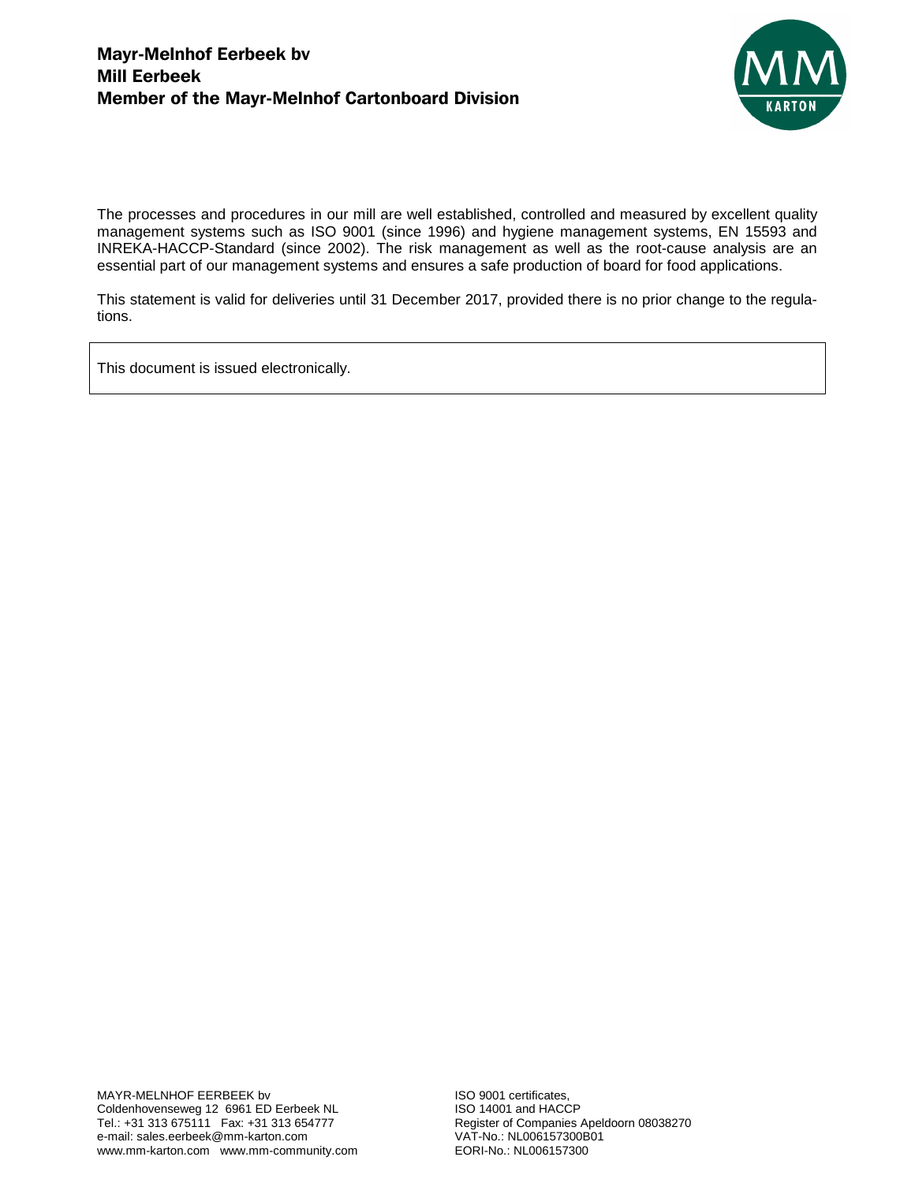**Mayr-Melnhof Eerbeek bv**
**Mill Eerbeek**
**Member of the Mayr-Melnhof Cartonboard Division**

The processes and procedures in our mill are well established, controlled and measured by excellent quality management systems such as ISO 9001 (since 1996) and hygiene management systems, EN 15593 and INREKA-HACCP-Standard (since 2002). The risk management as well as the root-cause analysis are an essential part of our management systems and ensures a safe production of board for food applications.

This statement is valid for deliveries until 31 December 2017, provided there is no prior change to the regulations.

This document is issued electronically.

MAYR-MELNHOF EERBEEK bv
Coldenhovenseweg 12 6961 ED Eerbeek NL
Tel.: +31 313 675111 Fax: +31 313 654777
e-mail: sales.eerbeek@mm-karton.com
www.mm-karton.com www.mm-community.com

ISO 9001 certificates,
ISO 14001 and HACCP
Register of Companies Apeldoorn 08038270
VAT-No.: NL006157300B01
EORI-No.: NL006157300